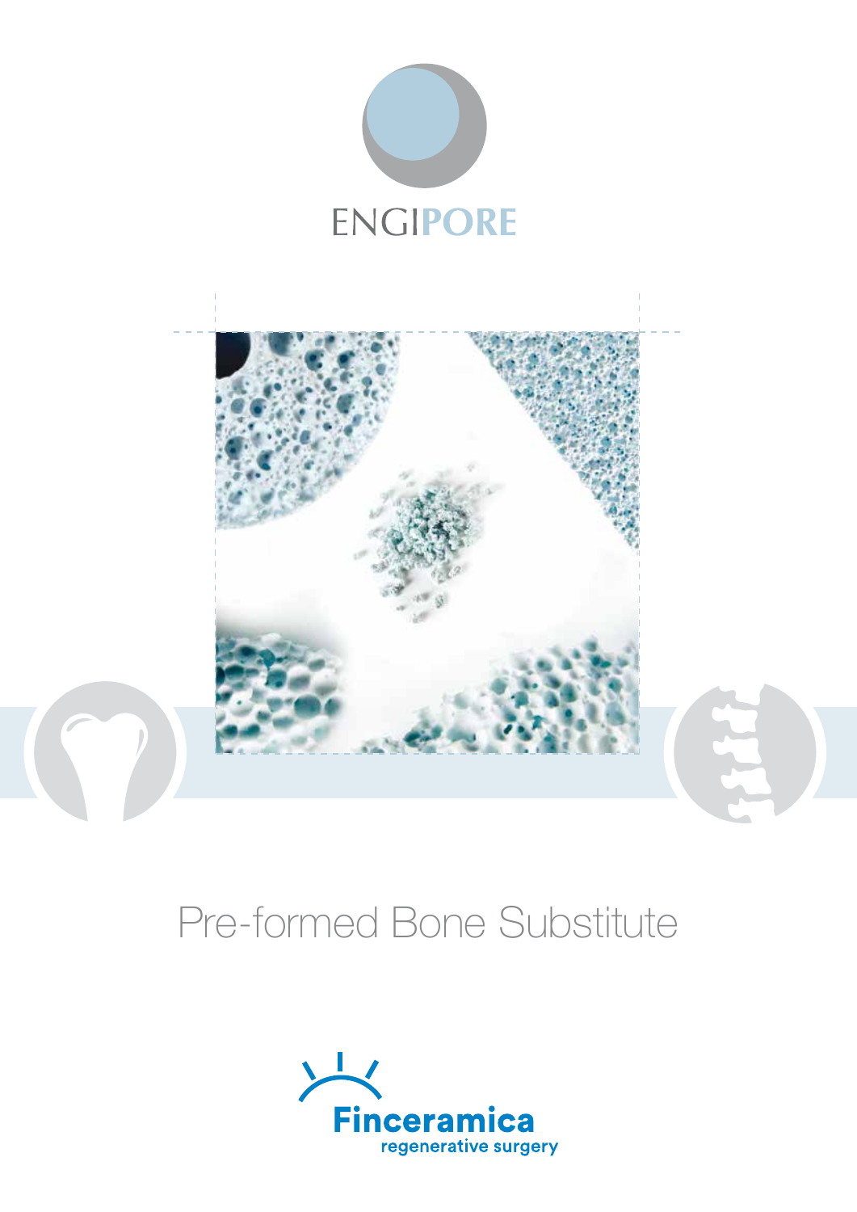# ENGIPORE

## Pre-formed Bone Substitute

Finceramica
regenerative surgery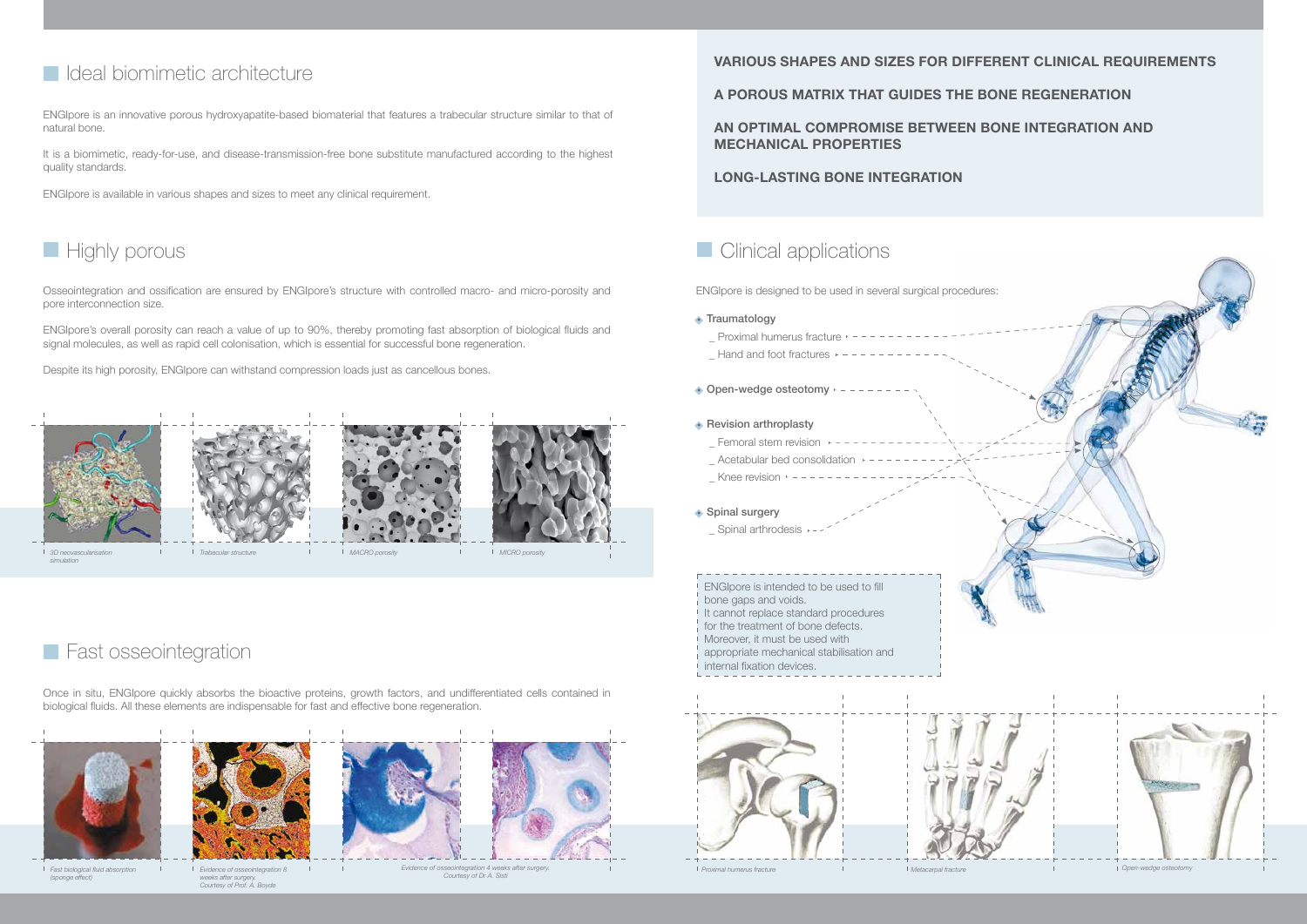## Ideal biomimetic architecture

ENGIpore is an innovative porous hydroxyapatite-based biomaterial that features a trabecular structure similar to that of natural bone.

It is a biomimetic, ready-for-use, and disease-transmission-free bone substitute manufactured according to the highest quality standards.

ENGIpore is available in various shapes and sizes to meet any clinical requirement.

## Highly porous

Osseointegration and ossification are ensured by ENGIpore's structure with controlled macro- and micro-porosity and pore interconnection size.

ENGIpore's overall porosity can reach a value of up to 90%, thereby promoting fast absorption of biological fluids and signal molecules, as well as rapid cell colonisation, which is essential for successful bone regeneration.

Despite its high porosity, ENGIpore can withstand compression loads just as cancellous bones.

*3D neovascularisation simulation*

*Trabecular structure*

*MACRO porosity*

*MICRO porosity*

## Fast osseointegration

Once in situ, ENGIpore quickly absorbs the bioactive proteins, growth factors, and undifferentiated cells contained in biological fluids. All these elements are indispensable for fast and effective bone regeneration.

*Fast biological fluid absorption (sponge effect)*

*Evidence of osseointegration 8 weeks after surgery. Courtesy of Prof. A. Boyde*

*Evidence of osseointegration 4 weeks after surgery. Courtesy of Dr A. Sisti*

**VARIOUS SHAPES AND SIZES FOR DIFFERENT CLINICAL REQUIREMENTS**

**A POROUS MATRIX THAT GUIDES THE BONE REGENERATION**

**AN OPTIMAL COMPROMISE BETWEEN BONE INTEGRATION AND MECHANICAL PROPERTIES**

**LONG-LASTING BONE INTEGRATION**

## Clinical applications

ENGIpore is designed to be used in several surgical procedures:

- **Traumatology**
  - _ Proximal humerus fracture
  - _ Hand and foot fractures
- **Open-wedge osteotomy**
- **Revision arthroplasty**
  - _ Femoral stem revision
  - _ Acetabular bed consolidation
  - _ Knee revision
- **Spinal surgery**
  - _ Spinal arthrodesis

ENGIpore is intended to be used to fill bone gaps and voids.
It cannot replace standard procedures for the treatment of bone defects.
Moreover, it must be used with appropriate mechanical stabilisation and internal fixation devices.

*Proximal humerus fracture*

*Metacarpal fracture*

*Open-wedge osteotomy*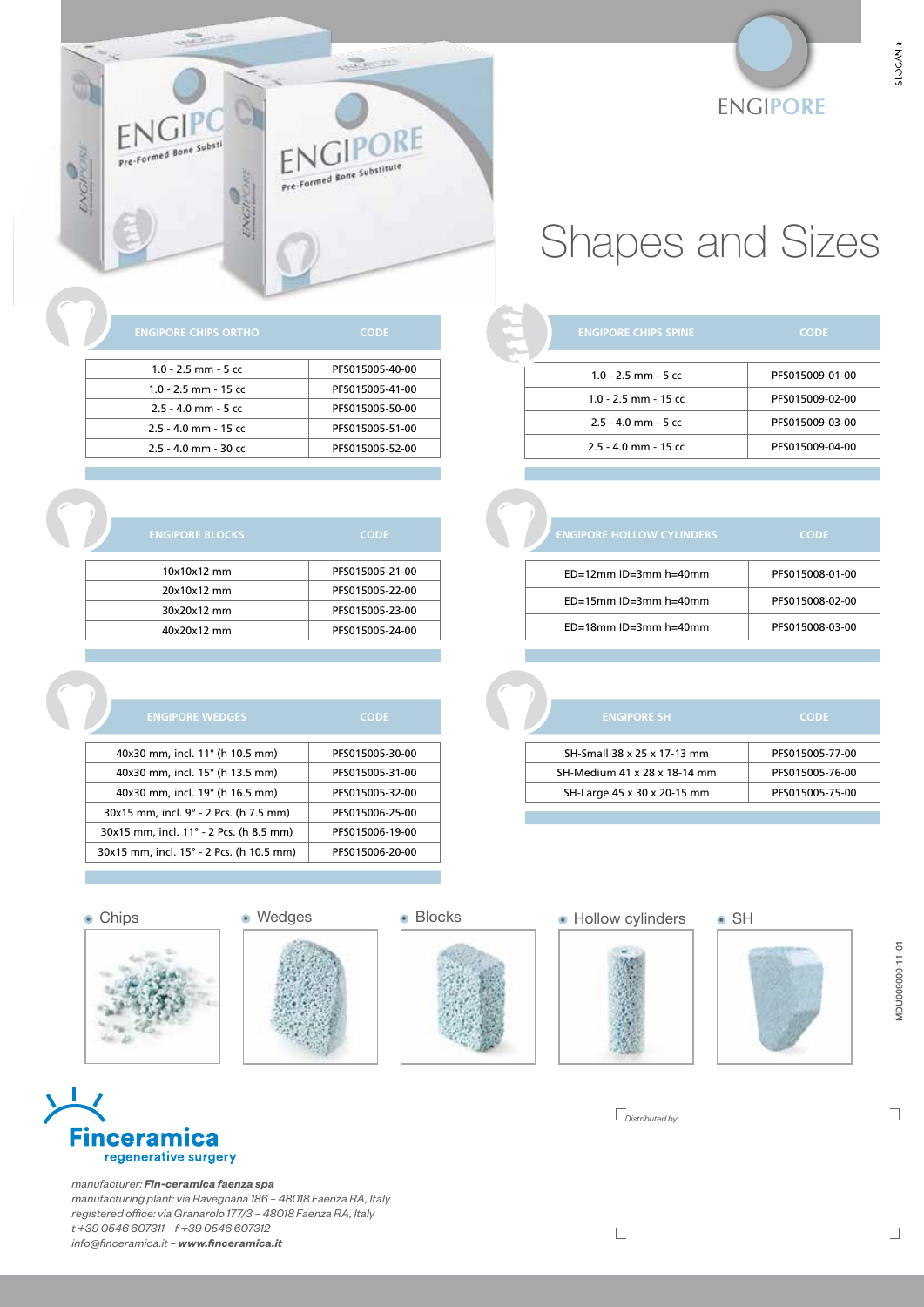ENGIPORE

# Shapes and Sizes

| ENGIPORE CHIPS ORTHO | CODE |
|---|---|
| 1.0 - 2.5 mm - 5 cc | PFS015005-40-00 |
| 1.0 - 2.5 mm - 15 cc | PFS015005-41-00 |
| 2.5 - 4.0 mm - 5 cc | PFS015005-50-00 |
| 2.5 - 4.0 mm - 15 cc | PFS015005-51-00 |
| 2.5 - 4.0 mm - 30 cc | PFS015005-52-00 |

| ENGIPORE CHIPS SPINE | CODE |
|---|---|
| 1.0 - 2.5 mm - 5 cc | PFS015009-01-00 |
| 1.0 - 2.5 mm - 15 cc | PFS015009-02-00 |
| 2.5 - 4.0 mm - 5 cc | PFS015009-03-00 |
| 2.5 - 4.0 mm - 15 cc | PFS015009-04-00 |

| ENGIPORE BLOCKS | CODE |
|---|---|
| 10x10x12 mm | PFS015005-21-00 |
| 20x10x12 mm | PFS015005-22-00 |
| 30x20x12 mm | PFS015005-23-00 |
| 40x20x12 mm | PFS015005-24-00 |

| ENGIPORE HOLLOW CYLINDERS | CODE |
|---|---|
| ED=12mm ID=3mm h=40mm | PFS015008-01-00 |
| ED=15mm ID=3mm h=40mm | PFS015008-02-00 |
| ED=18mm ID=3mm h=40mm | PFS015008-03-00 |

| ENGIPORE WEDGES | CODE |
|---|---|
| 40x30 mm, incl. 11° (h 10.5 mm) | PFS015005-30-00 |
| 40x30 mm, incl. 15° (h 13.5 mm) | PFS015005-31-00 |
| 40x30 mm, incl. 19° (h 16.5 mm) | PFS015005-32-00 |
| 30x15 mm, incl. 9° - 2 Pcs. (h 7.5 mm) | PFS015006-25-00 |
| 30x15 mm, incl. 11° - 2 Pcs. (h 8.5 mm) | PFS015006-19-00 |
| 30x15 mm, incl. 15° - 2 Pcs. (h 10.5 mm) | PFS015006-20-00 |

| ENGIPORE SH | CODE |
|---|---|
| SH-Small 38 x 25 x 17-13 mm | PFS015005-77-00 |
| SH-Medium 41 x 28 x 18-14 mm | PFS015005-76-00 |
| SH-Large 45 x 30 x 20-15 mm | PFS015005-75-00 |

- Chips
- Wedges
- Blocks
- Hollow cylinders
- SH

**Finceramica**
regenerative surgery

*Distributed by:*

*manufacturer:* ***Fin-ceramica faenza spa***
*manufacturing plant: via Ravegnana 186 – 48018 Faenza RA, Italy*
*registered office: via Granarolo 177/3 – 48018 Faenza RA, Italy*
*t +39 0546 607311 – f +39 0546 607312*
*info@finceramica.it –* ***www.finceramica.it***

MDU009000-11-01